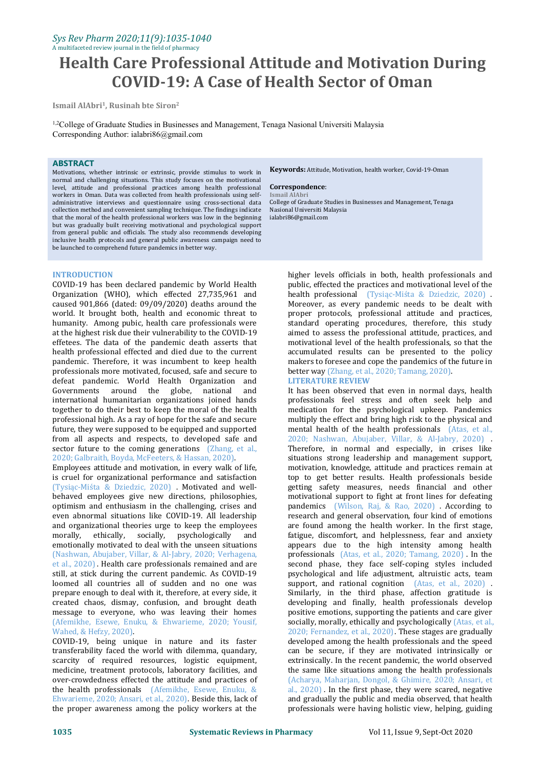# Health Care Professional Attitude and Motivation During COVID-19: A Case of Health Sector of Oman

**Ismail AlAbri[1], Rusinah bte Siron[2]**

[1,2]College of Graduate Studies in Businesses and Management, Tenaga Nasional Universiti Malaysia
Corresponding Author: ialabri86@gmail.com

## ABSTRACT

Motivations, whether intrinsic or extrinsic, provide stimulus to work in normal and challenging situations. This study focuses on the motivational level, attitude and professional practices among health professional workers in Oman. Data was collected from health professionals using self-administrative interviews and questionnaire using cross-sectional data collection method and convenient sampling technique. The findings indicate that the moral of the health professional workers was low in the beginning but was gradually built receiving motivational and psychological support from general public and officials. The study also recommends developing inclusive health protocols and general public awareness campaign need to be launched to comprehend future pandemics in better way.

**Keywords:** Attitude, Motivation, health worker, Covid-19-Oman

**Correspondence**:
Ismail AlAbri
College of Graduate Studies in Businesses and Management, Tenaga Nasional Universiti Malaysia
ialabri86@gmail.com

## INTRODUCTION

COVID-19 has been declared pandemic by World Health Organization (WHO), which effected 27,735,961 and caused 901,866 (dated: 09/09/2020) deaths around the world. It brought both, health and economic threat to humanity. Among pubic, health care professionals were at the highest risk due their vulnerability to the COVID-19 effetees. The data of the pandemic death asserts that health professional effected and died due to the current pandemic. Therefore, it was incumbent to keep health professionals more motivated, focused, safe and secure to defeat pandemic. World Health Organization and Governments around the globe, national and international humanitarian organizations joined hands together to do their best to keep the moral of the health professional high. As a ray of hope for the safe and secure future, they were supposed to be equipped and supported from all aspects and respects, to developed safe and sector future to the coming generations (Zhang, et al., 2020; Galbraith, Boyda, McFeeters, & Hassan, 2020).

Employees attitude and motivation, in every walk of life, is cruel for organizational performance and satisfaction (Tysiąc-Miśta & Dziedzic, 2020). Motivated and well-behaved employees give new directions, philosophies, optimism and enthusiasm in the challenging, crises and even abnormal situations like COVID-19. All leadership and organizational theories urge to keep the employees morally, ethically, socially, psychologically and emotionally motivated to deal with the unseen situations (Nashwan, Abujaber, Villar, & Al-Jabry, 2020; Verhagena, et al., 2020). Health care professionals remained and are still, at stick during the current pandemic. As COVID-19 loomed all countries all of sudden and no one was prepare enough to deal with it, therefore, at every side, it created chaos, dismay, confusion, and brought death message to everyone, who was leaving their homes (Afemikhe, Esewe, Enuku, & Ehwarieme, 2020; Yousif, Wahed, & Hefzy, 2020).

COVID-19, being unique in nature and its faster transferability faced the world with dilemma, quandary, scarcity of required resources, logistic equipment, medicine, treatment protocols, laboratory facilities, and over-crowdedness effected the attitude and practices of the health professionals (Afemikhe, Esewe, Enuku, & Ehwarieme, 2020; Ansari, et al., 2020). Beside this, lack of the proper awareness among the policy workers at the higher levels officials in both, health professionals and public, effected the practices and motivational level of the health professional (Tysiąc-Miśta & Dziedzic, 2020). Moreover, as every pandemic needs to be dealt with proper protocols, professional attitude and practices, standard operating procedures, therefore, this study aimed to assess the professional attitude, practices, and motivational level of the health professionals, so that the accumulated results can be presented to the policy makers to foresee and cope the pandemics of the future in better way (Zhang, et al., 2020; Tamang, 2020).

## LITERATURE REVIEW

It has been observed that even in normal days, health professionals feel stress and often seek help and medication for the psychological upkeep. Pandemics multiply the effect and bring high risk to the physical and mental health of the health professionals (Atas, et al., 2020; Nashwan, Abujaber, Villar, & Al-Jabry, 2020). Therefore, in normal and especially, in crises like situations strong leadership and management support, motivation, knowledge, attitude and practices remain at top to get better results. Health professionals beside getting safety measures, needs financial and other motivational support to fight at front lines for defeating pandemics (Wilson, Raj, & Rao, 2020). According to research and general observation, four kind of emotions are found among the health worker. In the first stage, fatigue, discomfort, and helplessness, fear and anxiety appears due to the high intensity among health professionals (Atas, et al., 2020; Tamang, 2020). In the second phase, they face self-coping styles included psychological and life adjustment, altruistic acts, team support, and rational cognition (Atas, et al., 2020). Similarly, in the third phase, affection gratitude is developing and finally, health professionals develop positive emotions, supporting the patients and care giver socially, morally, ethically and psychologically (Atas, et al., 2020; Fernandez, et al., 2020). These stages are gradually developed among the health professionals and the speed can be secure, if they are motivated intrinsically or extrinsically. In the recent pandemic, the world observed the same like situations among the health professionals (Acharya, Maharjan, Dongol, & Ghimire, 2020; Ansari, et al., 2020). In the first phase, they were scared, negative and gradually the public and media observed, that health professionals were having holistic view, helping, guiding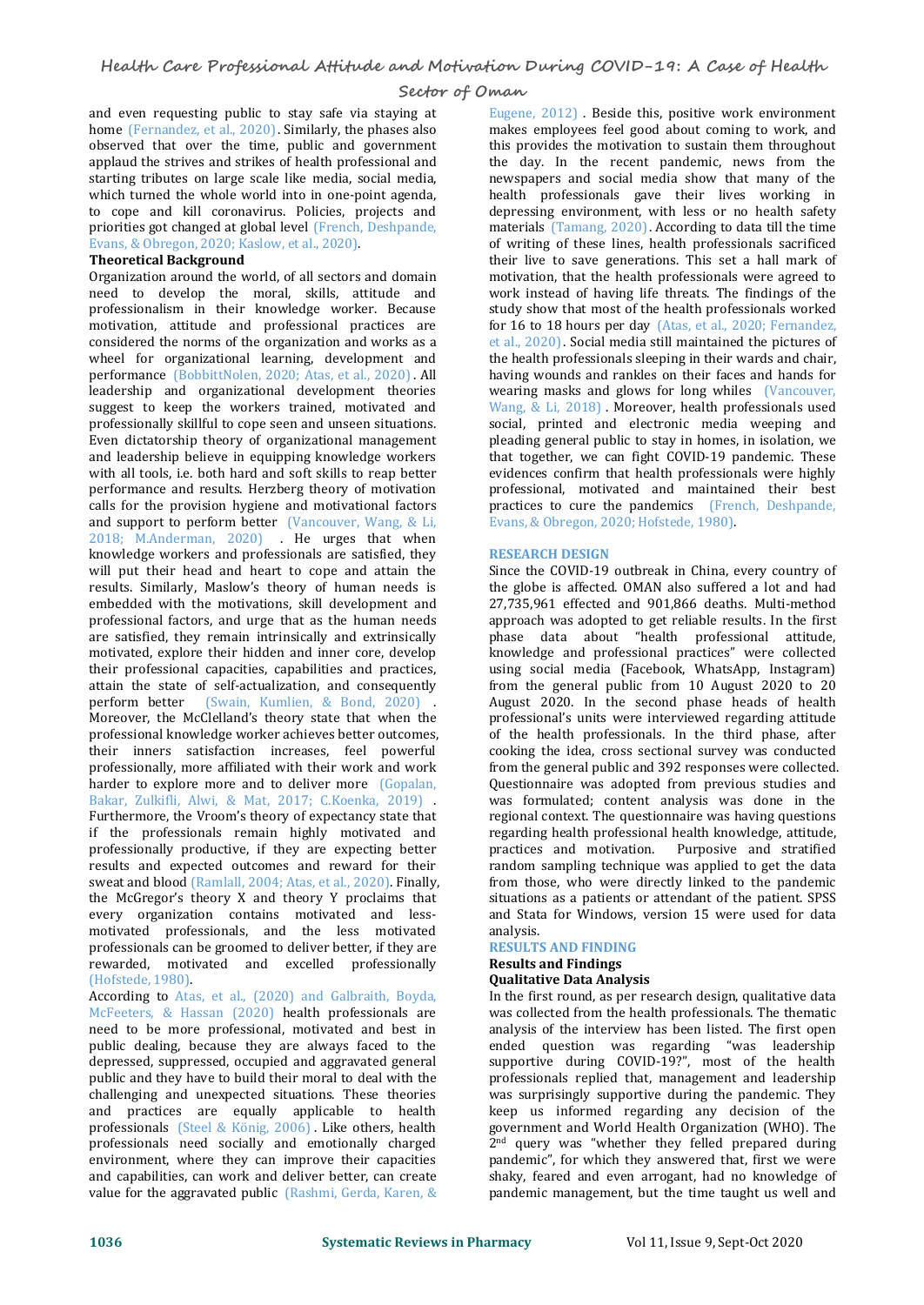and even requesting public to stay safe via staying at home (Fernandez, et al., 2020). Similarly, the phases also observed that over the time, public and government applaud the strives and strikes of health professional and starting tributes on large scale like media, social media, which turned the whole world into in one-point agenda, to cope and kill coronavirus. Policies, projects and priorities got changed at global level (French, Deshpande, Evans, & Obregon, 2020; Kaslow, et al., 2020).

**Theoretical Background**

Organization around the world, of all sectors and domain need to develop the moral, skills, attitude and professionalism in their knowledge worker. Because motivation, attitude and professional practices are considered the norms of the organization and works as a wheel for organizational learning, development and performance (BobbittNolen, 2020; Atas, et al., 2020). All leadership and organizational development theories suggest to keep the workers trained, motivated and professionally skillful to cope seen and unseen situations. Even dictatorship theory of organizational management and leadership believe in equipping knowledge workers with all tools, i.e. both hard and soft skills to reap better performance and results. Herzberg theory of motivation calls for the provision hygiene and motivational factors and support to perform better (Vancouver, Wang, & Li, 2018; M.Anderman, 2020). He urges that when knowledge workers and professionals are satisfied, they will put their head and heart to cope and attain the results. Similarly, Maslow's theory of human needs is embedded with the motivations, skill development and professional factors, and urge that as the human needs are satisfied, they remain intrinsically and extrinsically motivated, explore their hidden and inner core, develop their professional capacities, capabilities and practices, attain the state of self-actualization, and consequently perform better (Swain, Kumlien, & Bond, 2020). Moreover, the McClelland's theory state that when the professional knowledge worker achieves better outcomes, their inners satisfaction increases, feel powerful professionally, more affiliated with their work and work harder to explore more and to deliver more (Gopalan, Bakar, Zulkifli, Alwi, & Mat, 2017; C.Koenka, 2019). Furthermore, the Vroom's theory of expectancy state that if the professionals remain highly motivated and professionally productive, if they are expecting better results and expected outcomes and reward for their sweat and blood (Ramlall, 2004; Atas, et al., 2020). Finally, the McGregor's theory X and theory Y proclaims that every organization contains motivated and less-motivated professionals, and the less motivated professionals can be groomed to deliver better, if they are rewarded, motivated and excelled professionally (Hofstede, 1980).

According to Atas, et al., (2020) and Galbraith, Boyda, McFeeters, & Hassan (2020) health professionals are need to be more professional, motivated and best in public dealing, because they are always faced to the depressed, suppressed, occupied and aggravated general public and they have to build their moral to deal with the challenging and unexpected situations. These theories and practices are equally applicable to health professionals (Steel & König, 2006). Like others, health professionals need socially and emotionally charged environment, where they can improve their capacities and capabilities, can work and deliver better, can create value for the aggravated public (Rashmi, Gerda, Karen, & Eugene, 2012). Beside this, positive work environment makes employees feel good about coming to work, and this provides the motivation to sustain them throughout the day. In the recent pandemic, news from the newspapers and social media show that many of the health professionals gave their lives working in depressing environment, with less or no health safety materials (Tamang, 2020). According to data till the time of writing of these lines, health professionals sacrificed their live to save generations. This set a hall mark of motivation, that the health professionals were agreed to work instead of having life threats. The findings of the study show that most of the health professionals worked for 16 to 18 hours per day (Atas, et al., 2020; Fernandez, et al., 2020). Social media still maintained the pictures of the health professionals sleeping in their wards and chair, having wounds and rankles on their faces and hands for wearing masks and glows for long whiles (Vancouver, Wang, & Li, 2018). Moreover, health professionals used social, printed and electronic media weeping and pleading general public to stay in homes, in isolation, we that together, we can fight COVID-19 pandemic. These evidences confirm that health professionals were highly professional, motivated and maintained their best practices to cure the pandemics (French, Deshpande, Evans, & Obregon, 2020; Hofstede, 1980).

## RESEARCH DESIGN

Since the COVID-19 outbreak in China, every country of the globe is affected. OMAN also suffered a lot and had 27,735,961 effected and 901,866 deaths. Multi-method approach was adopted to get reliable results. In the first phase data about "health professional attitude, knowledge and professional practices" were collected using social media (Facebook, WhatsApp, Instagram) from the general public from 10 August 2020 to 20 August 2020. In the second phase heads of health professional's units were interviewed regarding attitude of the health professionals. In the third phase, after cooking the idea, cross sectional survey was conducted from the general public and 392 responses were collected. Questionnaire was adopted from previous studies and was formulated; content analysis was done in the regional context. The questionnaire was having questions regarding health professional health knowledge, attitude, practices and motivation. Purposive and stratified random sampling technique was applied to get the data from those, who were directly linked to the pandemic situations as a patients or attendant of the patient. SPSS and Stata for Windows, version 15 were used for data analysis.

## RESULTS AND FINDING

### Results and Findings

### Qualitative Data Analysis

In the first round, as per research design, qualitative data was collected from the health professionals. The thematic analysis of the interview has been listed. The first open ended question was regarding "was leadership supportive during COVID-19?", most of the health professionals replied that, management and leadership was surprisingly supportive during the pandemic. They keep us informed regarding any decision of the government and World Health Organization (WHO). The 2nd query was "whether they felled prepared during pandemic", for which they answered that, first we were shaky, feared and even arrogant, had no knowledge of pandemic management, but the time taught us well and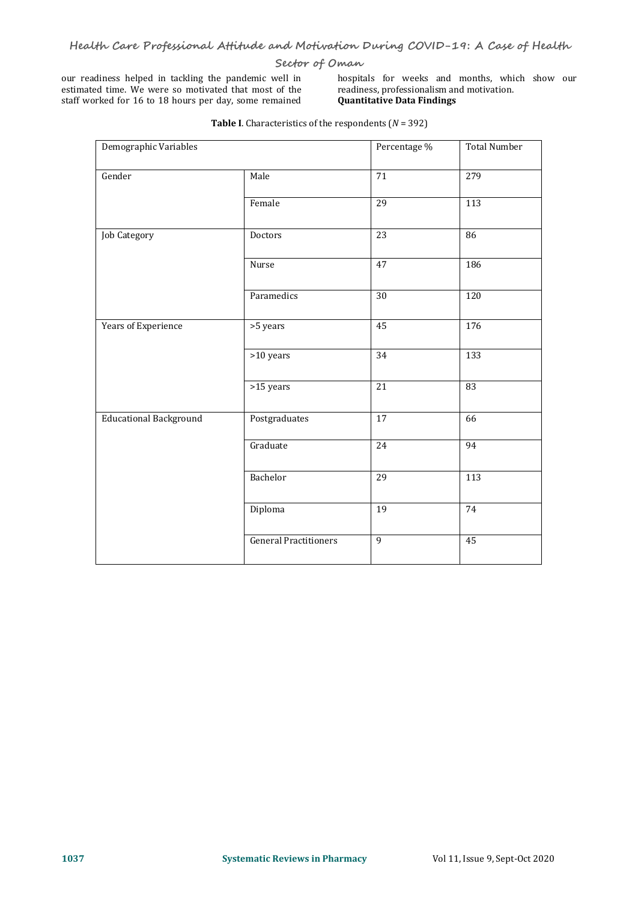our readiness helped in tackling the pandemic well in estimated time. We were so motivated that most of the staff worked for 16 to 18 hours per day, some remained hospitals for weeks and months, which show our readiness, professionalism and motivation.

**Quantitative Data Findings**

**Table I**. Characteristics of the respondents ($N$ = 392)

| Demographic Variables | | Percentage % | Total Number |
|---|---|---|---|
| Gender | Male | 71 | 279 |
| | Female | 29 | 113 |
| Job Category | Doctors | 23 | 86 |
| | Nurse | 47 | 186 |
| | Paramedics | 30 | 120 |
| Years of Experience | >5 years | 45 | 176 |
| | >10 years | 34 | 133 |
| | >15 years | 21 | 83 |
| Educational Background | Postgraduates | 17 | 66 |
| | Graduate | 24 | 94 |
| | Bachelor | 29 | 113 |
| | Diploma | 19 | 74 |
| | General Practitioners | 9 | 45 |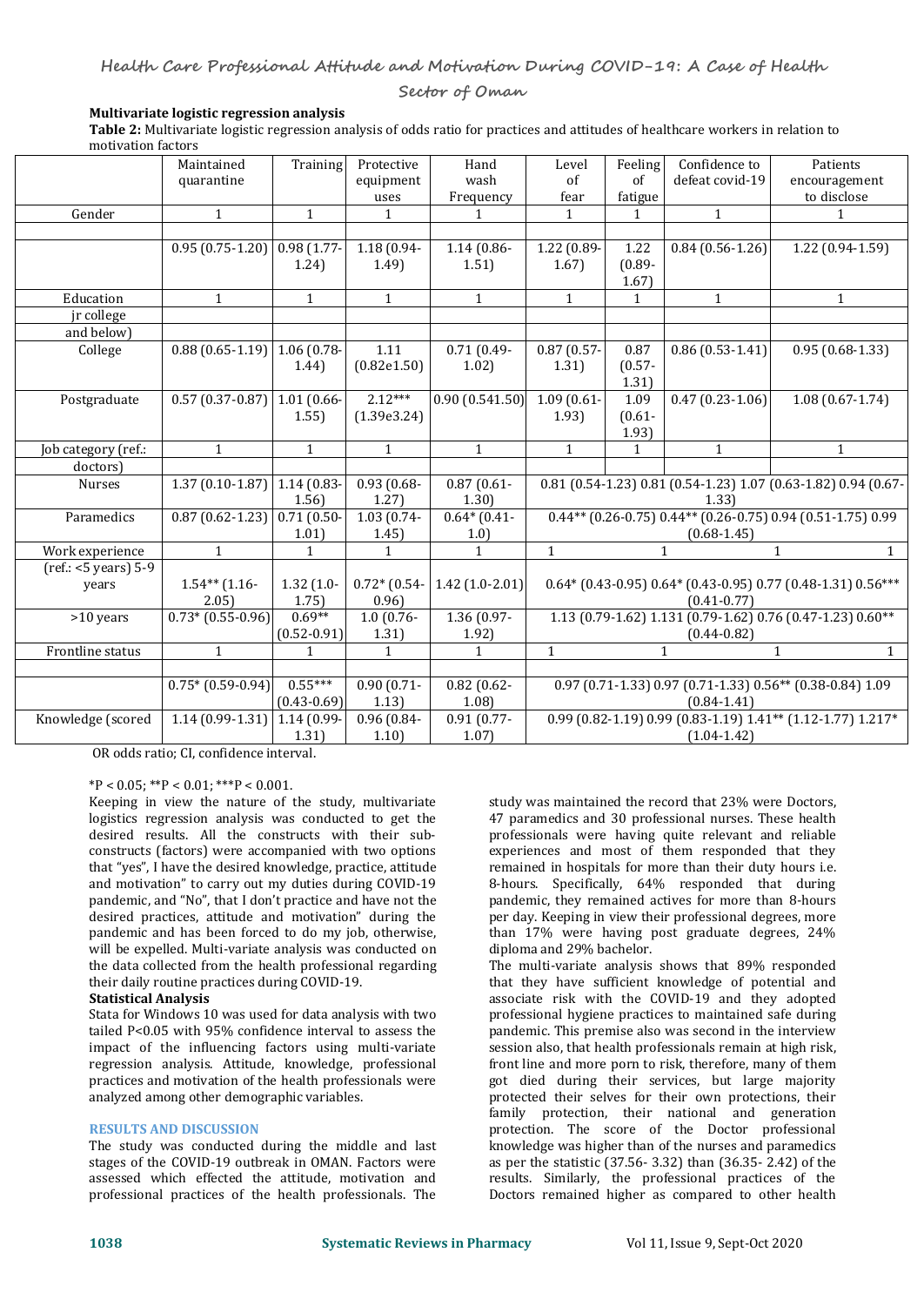### Multivariate logistic regression analysis

**Table 2:** Multivariate logistic regression analysis of odds ratio for practices and attitudes of healthcare workers in relation to motivation factors

| | Maintained quarantine | Training | Protective equipment uses | Hand wash Frequency | Level of fear | Feeling of fatigue | Confidence to defeat covid-19 | Patients encouragement to disclose |
|---|---|---|---|---|---|---|---|---|
| Gender | 1 | 1 | 1 | 1 | 1 | 1 | 1 | 1 |
| | | | | | | | | |
| | 0.95 (0.75-1.20) | 0.98 (1.77-1.24) | 1.18 (0.94-1.49) | 1.14 (0.86-1.51) | 1.22 (0.89-1.67) | 1.22 (0.89-1.67) | 0.84 (0.56-1.26) | 1.22 (0.94-1.59) |
| Education | 1 | 1 | 1 | 1 | 1 | 1 | 1 | 1 |
| jr college and below) | | | | | | | | |
| College | 0.88 (0.65-1.19) | 1.06 (0.78-1.44) | 1.11 (0.82e1.50) | 0.71 (0.49-1.02) | 0.87 (0.57-1.31) | 0.87 (0.57-1.31) | 0.86 (0.53-1.41) | 0.95 (0.68-1.33) |
| Postgraduate | 0.57 (0.37-0.87) | 1.01 (0.66-1.55) | 2.12*** (1.39e3.24) | 0.90 (0.541.50) | 1.09 (0.61-1.93) | 1.09 (0.61-1.93) | 0.47 (0.23-1.06) | 1.08 (0.67-1.74) |
| Job category (ref.: doctors) | 1 | 1 | 1 | 1 | 1 | 1 | 1 | 1 |
| Nurses | 1.37 (0.10-1.87) | 1.14 (0.83-1.56) | 0.93 (0.68-1.27) | 0.87 (0.61-1.30) | 0.81 (0.54-1.23) | 0.81 (0.54-1.23) | 1.07 (0.63-1.82) | 0.94 (0.67-1.33) |
| Paramedics | 0.87 (0.62-1.23) | 0.71 (0.50-1.01) | 1.03 (0.74-1.45) | 0.64* (0.41-1.0) | 0.44** (0.26-0.75) | 0.44** (0.26-0.75) | 0.94 (0.51-1.75) | 0.99 (0.68-1.45) |
| Work experience | 1 | 1 | 1 | 1 | 1 | 1 | 1 | 1 |
| (ref.: <5 years) 5-9 years | 1.54** (1.16-2.05) | 1.32 (1.0-1.75) | 0.72* (0.54-0.96) | 1.42 (1.0-2.01) | 0.64* (0.43-0.95) | 0.64* (0.43-0.95) | 0.77 (0.48-1.31) | 0.56*** (0.41-0.77) |
| >10 years | 0.73* (0.55-0.96) | 0.69** (0.52-0.91) | 1.0 (0.76-1.31) | 1.36 (0.97-1.92) | 1.13 (0.79-1.62) | 1.131 (0.79-1.62) | 0.76 (0.47-1.23) | 0.60** (0.44-0.82) |
| Frontline status | 1 | 1 | 1 | 1 | 1 | 1 | 1 | 1 |
| | | | | | | | | |
| | 0.75* (0.59-0.94) | 0.55*** (0.43-0.69) | 0.90 (0.71-1.13) | 0.82 (0.62-1.08) | 0.97 (0.71-1.33) | 0.97 (0.71-1.33) | 0.56** (0.38-0.84) | 1.09 (0.84-1.41) |
| Knowledge (scored | 1.14 (0.99-1.31) | 1.14 (0.99-1.31) | 0.96 (0.84-1.10) | 0.91 (0.77-1.07) | 0.99 (0.82-1.19) | 0.99 (0.83-1.19) | 1.41** (1.12-1.77) | 1.217* (1.04-1.42) |

OR odds ratio; CI, confidence interval.

*P < 0.05; **P < 0.01; ***P < 0.001.

Keeping in view the nature of the study, multivariate logistics regression analysis was conducted to get the desired results. All the constructs with their sub-constructs (factors) were accompanied with two options that "yes", I have the desired knowledge, practice, attitude and motivation" to carry out my duties during COVID-19 pandemic, and "No", that I don't practice and have not the desired practices, attitude and motivation" during the pandemic and has been forced to do my job, otherwise, will be expelled. Multi-variate analysis was conducted on the data collected from the health professional regarding their daily routine practices during COVID-19.

### Statistical Analysis

Stata for Windows 10 was used for data analysis with two tailed P<0.05 with 95% confidence interval to assess the impact of the influencing factors using multi-variate regression analysis. Attitude, knowledge, professional practices and motivation of the health professionals were analyzed among other demographic variables.

## RESULTS AND DISCUSSION

The study was conducted during the middle and last stages of the COVID-19 outbreak in OMAN. Factors were assessed which effected the attitude, motivation and professional practices of the health professionals. The study was maintained the record that 23% were Doctors, 47 paramedics and 30 professional nurses. These health professionals were having quite relevant and reliable experiences and most of them responded that they remained in hospitals for more than their duty hours i.e. 8-hours. Specifically, 64% responded that during pandemic, they remained actives for more than 8-hours per day. Keeping in view their professional degrees, more than 17% were having post graduate degrees, 24% diploma and 29% bachelor.

The multi-variate analysis shows that 89% responded that they have sufficient knowledge of potential and associate risk with the COVID-19 and they adopted professional hygiene practices to maintained safe during pandemic. This premise also was second in the interview session also, that health professionals remain at high risk, front line and more porn to risk, therefore, many of them got died during their services, but large majority protected their selves for their own protections, their family protection, their national and generation protection. The score of the Doctor professional knowledge was higher than of the nurses and paramedics as per the statistic (37.56- 3.32) than (36.35- 2.42) of the results. Similarly, the professional practices of the Doctors remained higher as compared to other health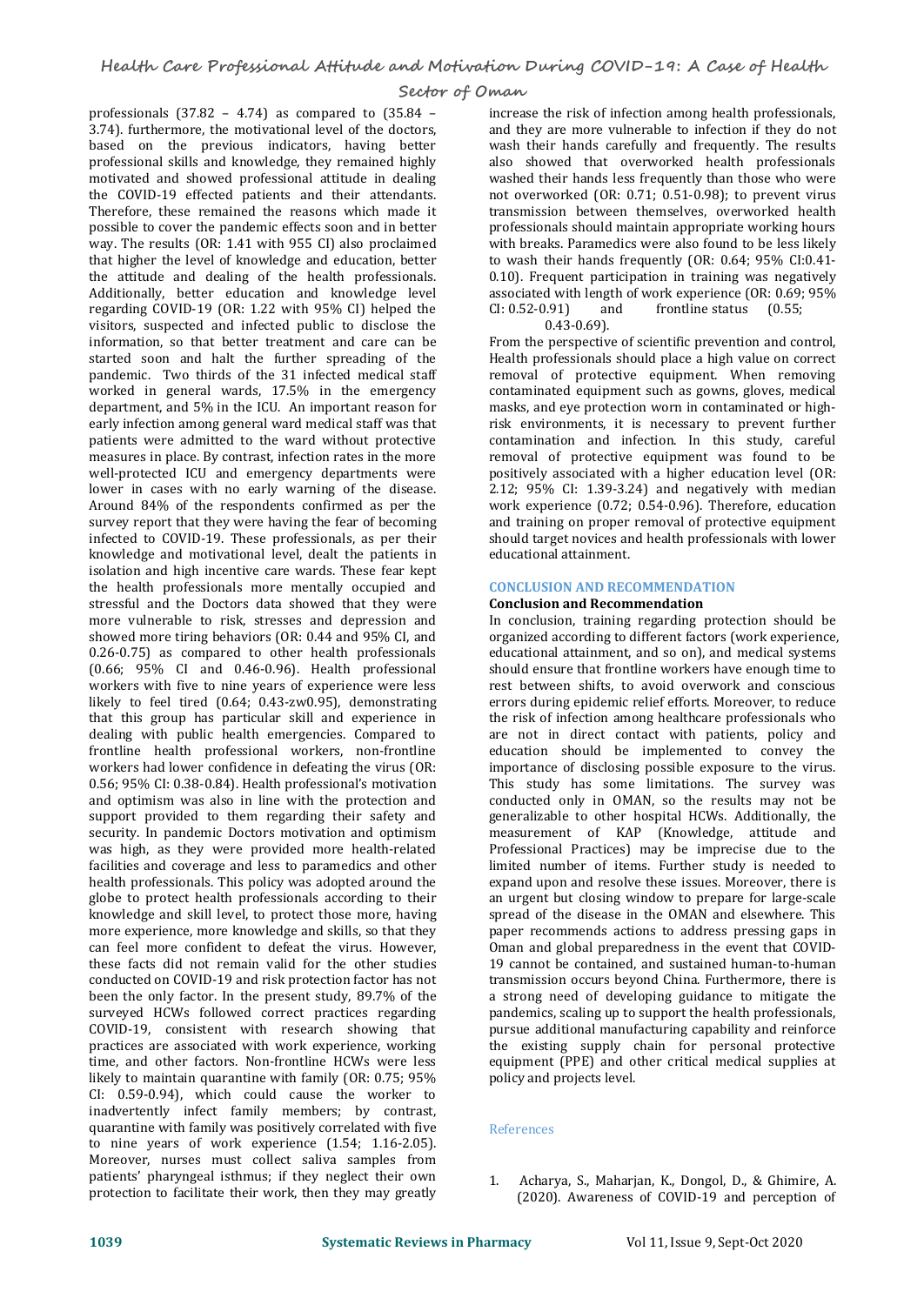professionals (37.82 – 4.74) as compared to (35.84 – 3.74). furthermore, the motivational level of the doctors, based on the previous indicators, having better professional skills and knowledge, they remained highly motivated and showed professional attitude in dealing the COVID-19 effected patients and their attendants. Therefore, these remained the reasons which made it possible to cover the pandemic effects soon and in better way. The results (OR: 1.41 with 955 CI) also proclaimed that higher the level of knowledge and education, better the attitude and dealing of the health professionals. Additionally, better education and knowledge level regarding COVID-19 (OR: 1.22 with 95% CI) helped the visitors, suspected and infected public to disclose the information, so that better treatment and care can be started soon and halt the further spreading of the pandemic. Two thirds of the 31 infected medical staff worked in general wards, 17.5% in the emergency department, and 5% in the ICU. An important reason for early infection among general ward medical staff was that patients were admitted to the ward without protective measures in place. By contrast, infection rates in the more well-protected ICU and emergency departments were lower in cases with no early warning of the disease. Around 84% of the respondents confirmed as per the survey report that they were having the fear of becoming infected to COVID-19. These professionals, as per their knowledge and motivational level, dealt the patients in isolation and high incentive care wards. These fear kept the health professionals more mentally occupied and stressful and the Doctors data showed that they were more vulnerable to risk, stresses and depression and showed more tiring behaviors (OR: 0.44 and 95% CI, and 0.26-0.75) as compared to other health professionals (0.66; 95% CI and 0.46-0.96). Health professional workers with five to nine years of experience were less likely to feel tired (0.64; 0.43-zw0.95), demonstrating that this group has particular skill and experience in dealing with public health emergencies. Compared to frontline health professional workers, non-frontline workers had lower confidence in defeating the virus (OR: 0.56; 95% CI: 0.38-0.84). Health professional's motivation and optimism was also in line with the protection and support provided to them regarding their safety and security. In pandemic Doctors motivation and optimism was high, as they were provided more health-related facilities and coverage and less to paramedics and other health professionals. This policy was adopted around the globe to protect health professionals according to their knowledge and skill level, to protect those more, having more experience, more knowledge and skills, so that they can feel more confident to defeat the virus. However, these facts did not remain valid for the other studies conducted on COVID-19 and risk protection factor has not been the only factor. In the present study, 89.7% of the surveyed HCWs followed correct practices regarding COVID-19, consistent with research showing that practices are associated with work experience, working time, and other factors. Non-frontline HCWs were less likely to maintain quarantine with family (OR: 0.75; 95% CI: 0.59-0.94), which could cause the worker to inadvertently infect family members; by contrast, quarantine with family was positively correlated with five to nine years of work experience (1.54; 1.16-2.05). Moreover, nurses must collect saliva samples from patients' pharyngeal isthmus; if they neglect their own protection to facilitate their work, then they may greatly increase the risk of infection among health professionals, and they are more vulnerable to infection if they do not wash their hands carefully and frequently. The results also showed that overworked health professionals washed their hands less frequently than those who were not overworked (OR: 0.71; 0.51-0.98); to prevent virus transmission between themselves, overworked health professionals should maintain appropriate working hours with breaks. Paramedics were also found to be less likely to wash their hands frequently (OR: 0.64; 95% CI:0.41-0.10). Frequent participation in training was negatively associated with length of work experience (OR: 0.69; 95% CI: 0.52-0.91) and frontline status (0.55; 0.43-0.69).

From the perspective of scientific prevention and control, Health professionals should place a high value on correct removal of protective equipment. When removing contaminated equipment such as gowns, gloves, medical masks, and eye protection worn in contaminated or high-risk environments, it is necessary to prevent further contamination and infection. In this study, careful removal of protective equipment was found to be positively associated with a higher education level (OR: 2.12; 95% CI: 1.39-3.24) and negatively with median work experience (0.72; 0.54-0.96). Therefore, education and training on proper removal of protective equipment should target novices and health professionals with lower educational attainment.

## CONCLUSION AND RECOMMENDATION

### Conclusion and Recommendation

In conclusion, training regarding protection should be organized according to different factors (work experience, educational attainment, and so on), and medical systems should ensure that frontline workers have enough time to rest between shifts, to avoid overwork and conscious errors during epidemic relief efforts. Moreover, to reduce the risk of infection among healthcare professionals who are not in direct contact with patients, policy and education should be implemented to convey the importance of disclosing possible exposure to the virus. This study has some limitations. The survey was conducted only in OMAN, so the results may not be generalizable to other hospital HCWs. Additionally, the measurement of KAP (Knowledge, attitude and Professional Practices) may be imprecise due to the limited number of items. Further study is needed to expand upon and resolve these issues. Moreover, there is an urgent but closing window to prepare for large-scale spread of the disease in the OMAN and elsewhere. This paper recommends actions to address pressing gaps in Oman and global preparedness in the event that COVID-19 cannot be contained, and sustained human-to-human transmission occurs beyond China. Furthermore, there is a strong need of developing guidance to mitigate the pandemics, scaling up to support the health professionals, pursue additional manufacturing capability and reinforce the existing supply chain for personal protective equipment (PPE) and other critical medical supplies at policy and projects level.

## References

1. Acharya, S., Maharjan, K., Dongol, D., & Ghimire, A. (2020). Awareness of COVID-19 and perception of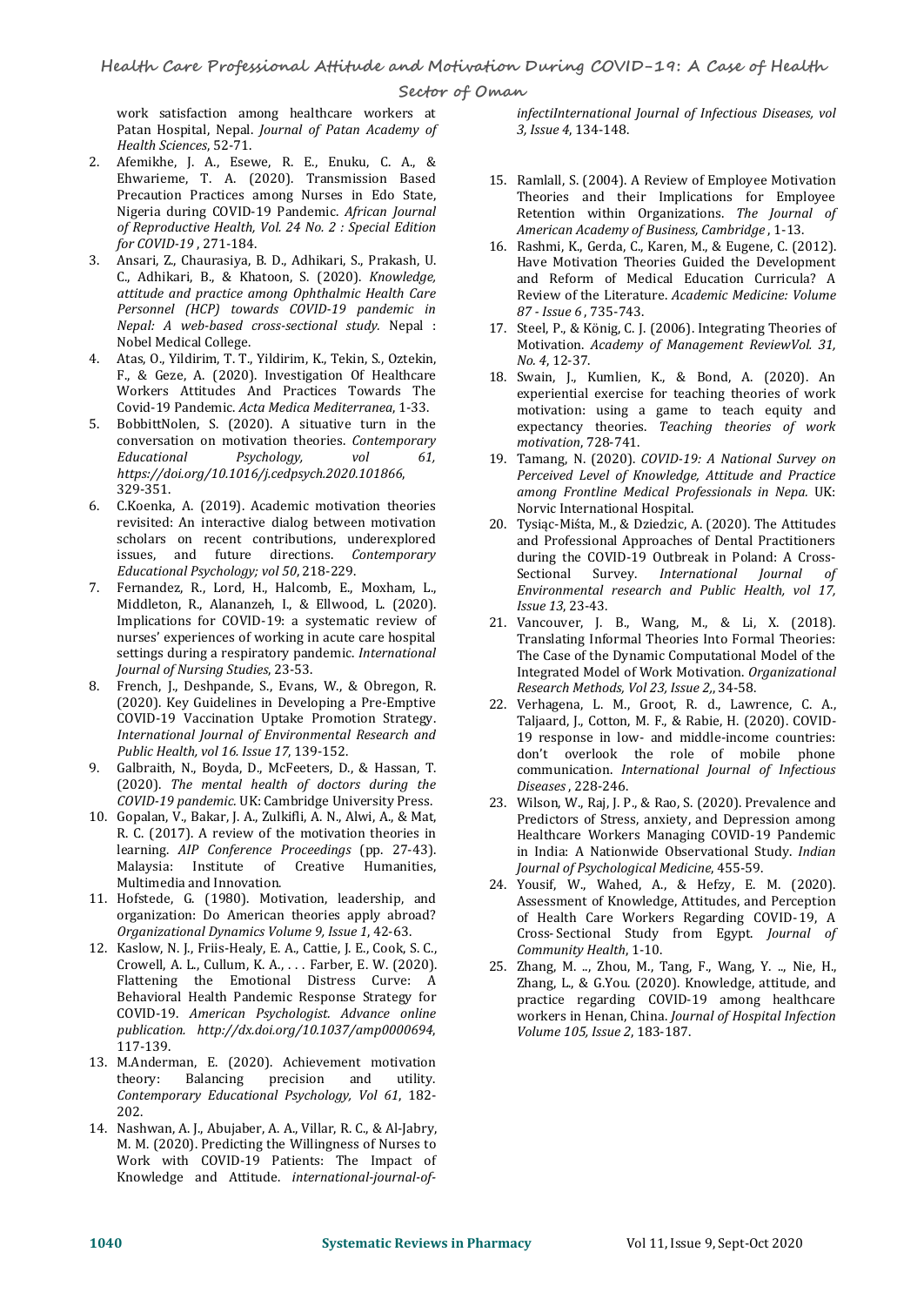work satisfaction among healthcare workers at Patan Hospital, Nepal. *Journal of Patan Academy of Health Sciences*, 52-71.

2. Afemikhe, J. A., Esewe, R. E., Enuku, C. A., & Ehwarieme, T. A. (2020). Transmission Based Precaution Practices among Nurses in Edo State, Nigeria during COVID-19 Pandemic. *African Journal of Reproductive Health, Vol. 24 No. 2 : Special Edition for COVID-19* , 271-184.
3. Ansari, Z., Chaurasiya, B. D., Adhikari, S., Prakash, U. C., Adhikari, B., & Khatoon, S. (2020). *Knowledge, attitude and practice among Ophthalmic Health Care Personnel (HCP) towards COVID-19 pandemic in Nepal: A web-based cross-sectional study*. Nepal : Nobel Medical College.
4. Atas, O., Yildirim, T. T., Yildirim, K., Tekin, S., Oztekin, F., & Geze, A. (2020). Investigation Of Healthcare Workers Attitudes And Practices Towards The Covid-19 Pandemic. *Acta Medica Mediterranea*, 1-33.
5. BobbittNolen, S. (2020). A situative turn in the conversation on motivation theories. *Contemporary Educational Psychology, vol 61, https://doi.org/10.1016/j.cedpsych.2020.101866*, 329-351.
6. C.Koenka, A. (2019). Academic motivation theories revisited: An interactive dialog between motivation scholars on recent contributions, underexplored issues, and future directions. *Contemporary Educational Psychology; vol 50*, 218-229.
7. Fernandez, R., Lord, H., Halcomb, E., Moxham, L., Middleton, R., Alananzeh, I., & Ellwood, L. (2020). Implications for COVID-19: a systematic review of nurses' experiences of working in acute care hospital settings during a respiratory pandemic. *International Journal of Nursing Studies*, 23-53.
8. French, J., Deshpande, S., Evans, W., & Obregon, R. (2020). Key Guidelines in Developing a Pre-Emptive COVID-19 Vaccination Uptake Promotion Strategy. *International Journal of Environmental Research and Public Health, vol 16. Issue 17*, 139-152.
9. Galbraith, N., Boyda, D., McFeeters, D., & Hassan, T. (2020). *The mental health of doctors during the COVID-19 pandemic*. UK: Cambridge University Press.
10. Gopalan, V., Bakar, J. A., Zulkifli, A. N., Alwi, A., & Mat, R. C. (2017). A review of the motivation theories in learning. *AIP Conference Proceedings* (pp. 27-43). Malaysia: Institute of Creative Humanities, Multimedia and Innovation.
11. Hofstede, G. (1980). Motivation, leadership, and organization: Do American theories apply abroad? *Organizational Dynamics Volume 9, Issue 1*, 42-63.
12. Kaslow, N. J., Friis-Healy, E. A., Cattie, J. E., Cook, S. C., Crowell, A. L., Cullum, K. A., . . . Farber, E. W. (2020). Flattening the Emotional Distress Curve: A Behavioral Health Pandemic Response Strategy for COVID-19. *American Psychologist. Advance online publication. http://dx.doi.org/10.1037/amp0000694*, 117-139.
13. M.Anderman, E. (2020). Achievement motivation theory: Balancing precision and utility. *Contemporary Educational Psychology, Vol 61*, 182-202.
14. Nashwan, A. J., Abujaber, A. A., Villar, R. C., & Al-Jabry, M. M. (2020). Predicting the Willingness of Nurses to Work with COVID-19 Patients: The Impact of Knowledge and Attitude. *international-journal-of-infectiInternational Journal of Infectious Diseases, vol 3, Issue 4*, 134-148.
15. Ramlall, S. (2004). A Review of Employee Motivation Theories and their Implications for Employee Retention within Organizations. *The Journal of American Academy of Business, Cambridge* , 1-13.
16. Rashmi, K., Gerda, C., Karen, M., & Eugene, C. (2012). Have Motivation Theories Guided the Development and Reform of Medical Education Curricula? A Review of the Literature. *Academic Medicine: Volume 87 - Issue 6* , 735-743.
17. Steel, P., & König, C. J. (2006). Integrating Theories of Motivation. *Academy of Management ReviewVol. 31, No. 4*, 12-37.
18. Swain, J., Kumlien, K., & Bond, A. (2020). An experiential exercise for teaching theories of work motivation: using a game to teach equity and expectancy theories. *Teaching theories of work motivation*, 728-741.
19. Tamang, N. (2020). *COVID-19: A National Survey on Perceived Level of Knowledge, Attitude and Practice among Frontline Medical Professionals in Nepa.* UK: Norvic International Hospital.
20. Tysiąc-Miśta, M., & Dziedzic, A. (2020). The Attitudes and Professional Approaches of Dental Practitioners during the COVID-19 Outbreak in Poland: A Cross-Sectional Survey. *International Journal of Environmental research and Public Health, vol 17, Issue 13*, 23-43.
21. Vancouver, J. B., Wang, M., & Li, X. (2018). Translating Informal Theories Into Formal Theories: The Case of the Dynamic Computational Model of the Integrated Model of Work Motivation. *Organizational Research Methods, Vol 23, Issue 2,*, 34-58.
22. Verhagena, L. M., Groot, R. d., Lawrence, C. A., Taljaard, J., Cotton, M. F., & Rabie, H. (2020). COVID-19 response in low- and middle-income countries: don't overlook the role of mobile phone communication. *International Journal of Infectious Diseases* , 228-246.
23. Wilson, W., Raj, J. P., & Rao, S. (2020). Prevalence and Predictors of Stress, anxiety, and Depression among Healthcare Workers Managing COVID-19 Pandemic in India: A Nationwide Observational Study. *Indian Journal of Psychological Medicine*, 455-59.
24. Yousif, W., Wahed, A., & Hefzy, E. M. (2020). Assessment of Knowledge, Attitudes, and Perception of Health Care Workers Regarding COVID-19, A Cross-Sectional Study from Egypt. *Journal of Community Health*, 1-10.
25. Zhang, M. .., Zhou, M., Tang, F., Wang, Y. .., Nie, H., Zhang, L., & G.You. (2020). Knowledge, attitude, and practice regarding COVID-19 among healthcare workers in Henan, China. *Journal of Hospital Infection Volume 105, Issue 2*, 183-187.